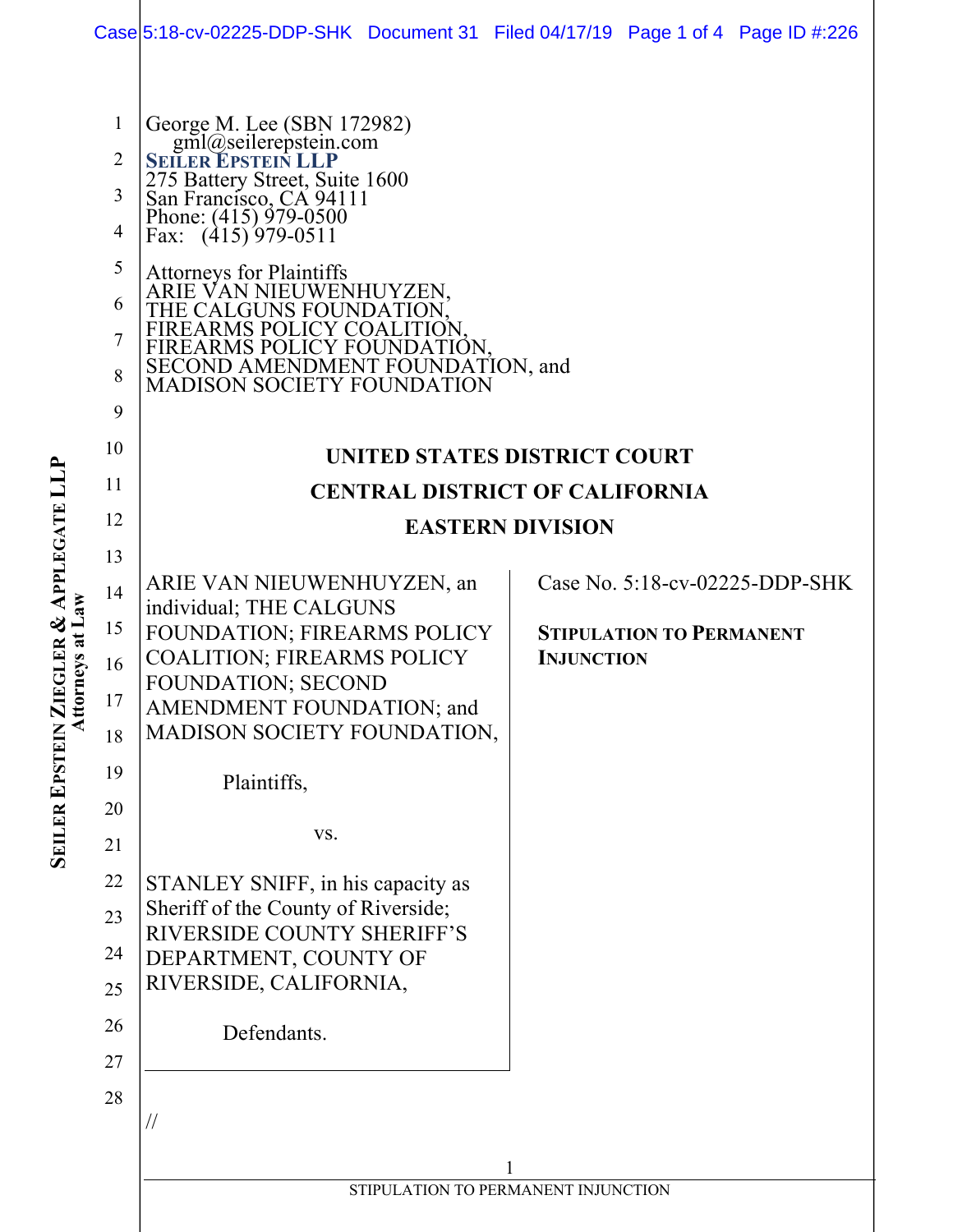George M. Lee (SBN 172982)
gml@seilerepstein.com
**SEILER EPSTEIN LLP**
275 Battery Street, Suite 1600
San Francisco, CA 94111
Phone: (415) 979-0500
Fax: (415) 979-0511

Attorneys for Plaintiffs
ARIE VAN NIEUWENHUYZEN,
THE CALGUNS FOUNDATION,
FIREARMS POLICY COALITION,
FIREARMS POLICY FOUNDATION,
SECOND AMENDMENT FOUNDATION, and
MADISON SOCIETY FOUNDATION

**UNITED STATES DISTRICT COURT**

**CENTRAL DISTRICT OF CALIFORNIA**

**EASTERN DIVISION**

ARIE VAN NIEUWENHUYZEN, an individual; THE CALGUNS FOUNDATION; FIREARMS POLICY COALITION; FIREARMS POLICY FOUNDATION; SECOND AMENDMENT FOUNDATION; and MADISON SOCIETY FOUNDATION,

Plaintiffs,

vs.

STANLEY SNIFF, in his capacity as Sheriff of the County of Riverside; RIVERSIDE COUNTY SHERIFF'S DEPARTMENT, COUNTY OF RIVERSIDE, CALIFORNIA,

Defendants.

Case No. 5:18-cv-02225-DDP-SHK

**STIPULATION TO PERMANENT INJUNCTION**

//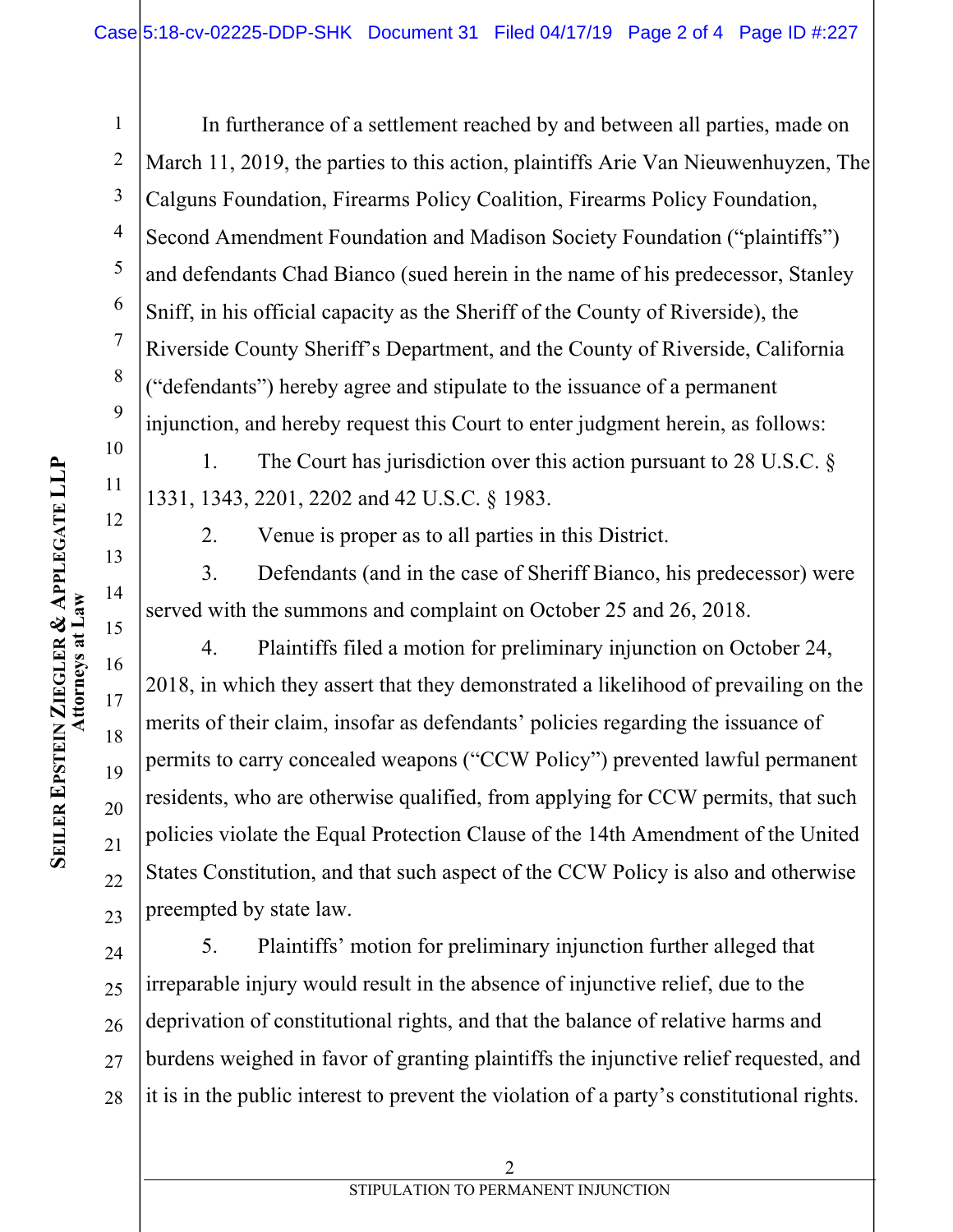In furtherance of a settlement reached by and between all parties, made on March 11, 2019, the parties to this action, plaintiffs Arie Van Nieuwenhuyzen, The Calguns Foundation, Firearms Policy Coalition, Firearms Policy Foundation, Second Amendment Foundation and Madison Society Foundation ("plaintiffs") and defendants Chad Bianco (sued herein in the name of his predecessor, Stanley Sniff, in his official capacity as the Sheriff of the County of Riverside), the Riverside County Sheriff's Department, and the County of Riverside, California ("defendants") hereby agree and stipulate to the issuance of a permanent injunction, and hereby request this Court to enter judgment herein, as follows:

1. The Court has jurisdiction over this action pursuant to 28 U.S.C. § 1331, 1343, 2201, 2202 and 42 U.S.C. § 1983.

2. Venue is proper as to all parties in this District.

3. Defendants (and in the case of Sheriff Bianco, his predecessor) were served with the summons and complaint on October 25 and 26, 2018.

4. Plaintiffs filed a motion for preliminary injunction on October 24, 2018, in which they assert that they demonstrated a likelihood of prevailing on the merits of their claim, insofar as defendants' policies regarding the issuance of permits to carry concealed weapons ("CCW Policy") prevented lawful permanent residents, who are otherwise qualified, from applying for CCW permits, that such policies violate the Equal Protection Clause of the 14th Amendment of the United States Constitution, and that such aspect of the CCW Policy is also and otherwise preempted by state law.

5. Plaintiffs' motion for preliminary injunction further alleged that irreparable injury would result in the absence of injunctive relief, due to the deprivation of constitutional rights, and that the balance of relative harms and burdens weighed in favor of granting plaintiffs the injunctive relief requested, and it is in the public interest to prevent the violation of a party's constitutional rights.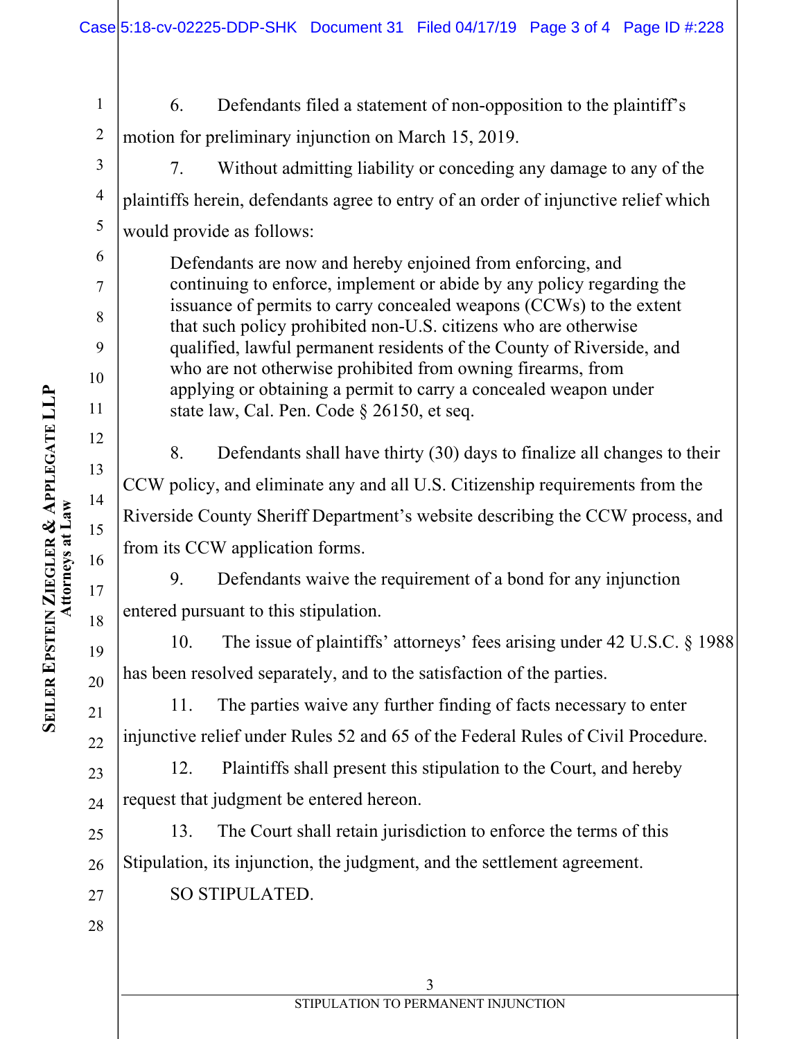6. Defendants filed a statement of non-opposition to the plaintiff's motion for preliminary injunction on March 15, 2019.

7. Without admitting liability or conceding any damage to any of the plaintiffs herein, defendants agree to entry of an order of injunctive relief which would provide as follows:

> Defendants are now and hereby enjoined from enforcing, and continuing to enforce, implement or abide by any policy regarding the issuance of permits to carry concealed weapons (CCWs) to the extent that such policy prohibited non-U.S. citizens who are otherwise qualified, lawful permanent residents of the County of Riverside, and who are not otherwise prohibited from owning firearms, from applying or obtaining a permit to carry a concealed weapon under state law, Cal. Pen. Code § 26150, et seq.

8. Defendants shall have thirty (30) days to finalize all changes to their CCW policy, and eliminate any and all U.S. Citizenship requirements from the Riverside County Sheriff Department's website describing the CCW process, and from its CCW application forms.

9. Defendants waive the requirement of a bond for any injunction entered pursuant to this stipulation.

10. The issue of plaintiffs' attorneys' fees arising under 42 U.S.C. § 1988 has been resolved separately, and to the satisfaction of the parties.

11. The parties waive any further finding of facts necessary to enter injunctive relief under Rules 52 and 65 of the Federal Rules of Civil Procedure.

12. Plaintiffs shall present this stipulation to the Court, and hereby request that judgment be entered hereon.

13. The Court shall retain jurisdiction to enforce the terms of this Stipulation, its injunction, the judgment, and the settlement agreement.

SO STIPULATED.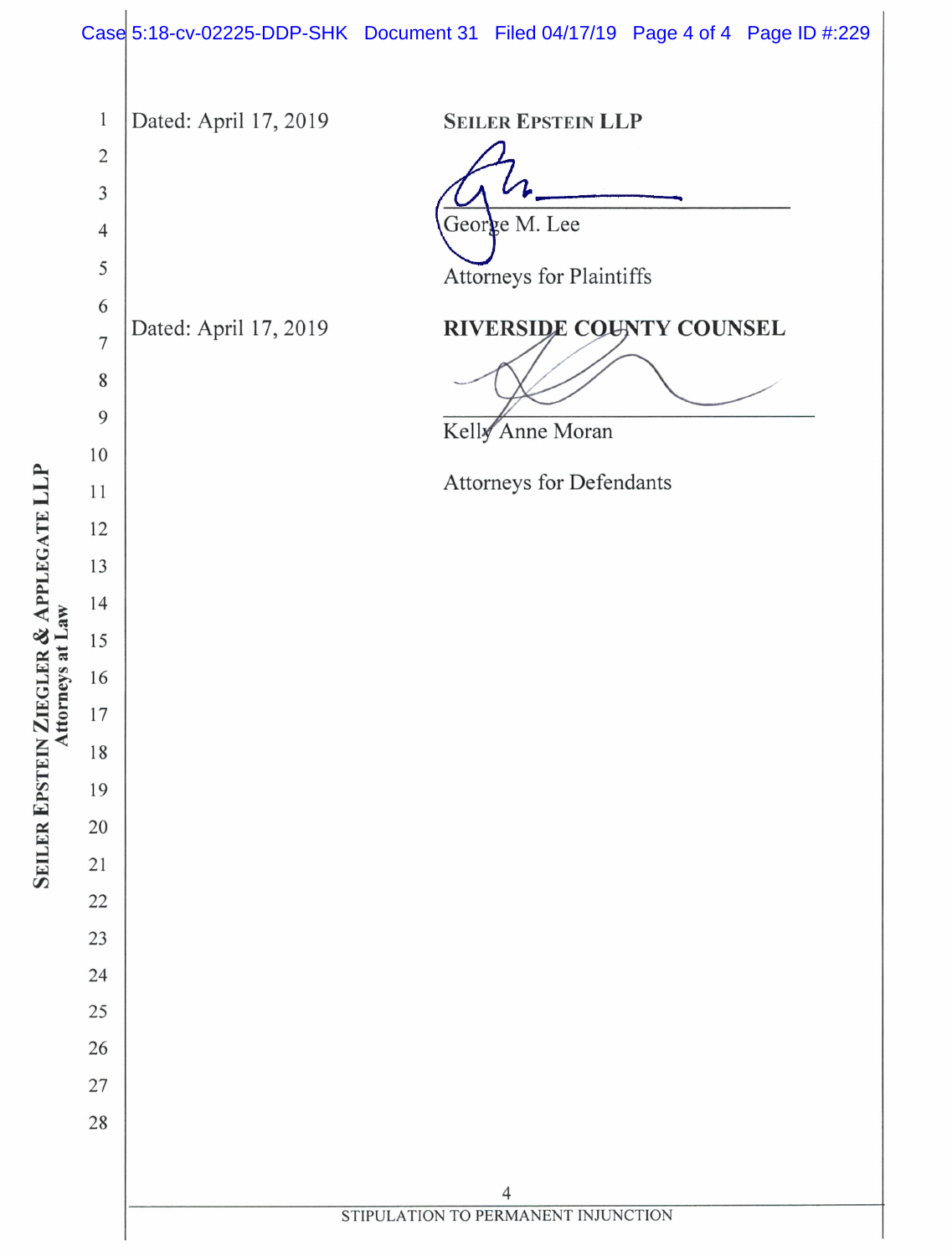Dated: April 17, 2019

**SEILER EPSTEIN LLP**

George M. Lee

Attorneys for Plaintiffs

Dated: April 17, 2019

**RIVERSIDE COUNTY COUNSEL**

Kelly Anne Moran

Attorneys for Defendants